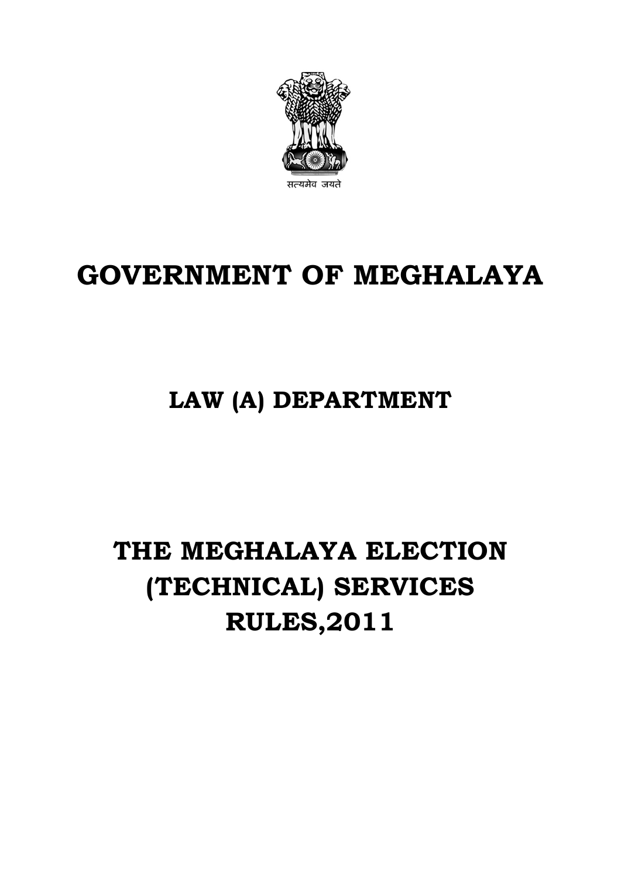सत्यमेव जयते

# GOVERNMENT OF MEGHALAYA

## LAW (A) DEPARTMENT

# THE MEGHALAYA ELECTION (TECHNICAL) SERVICES RULES,2011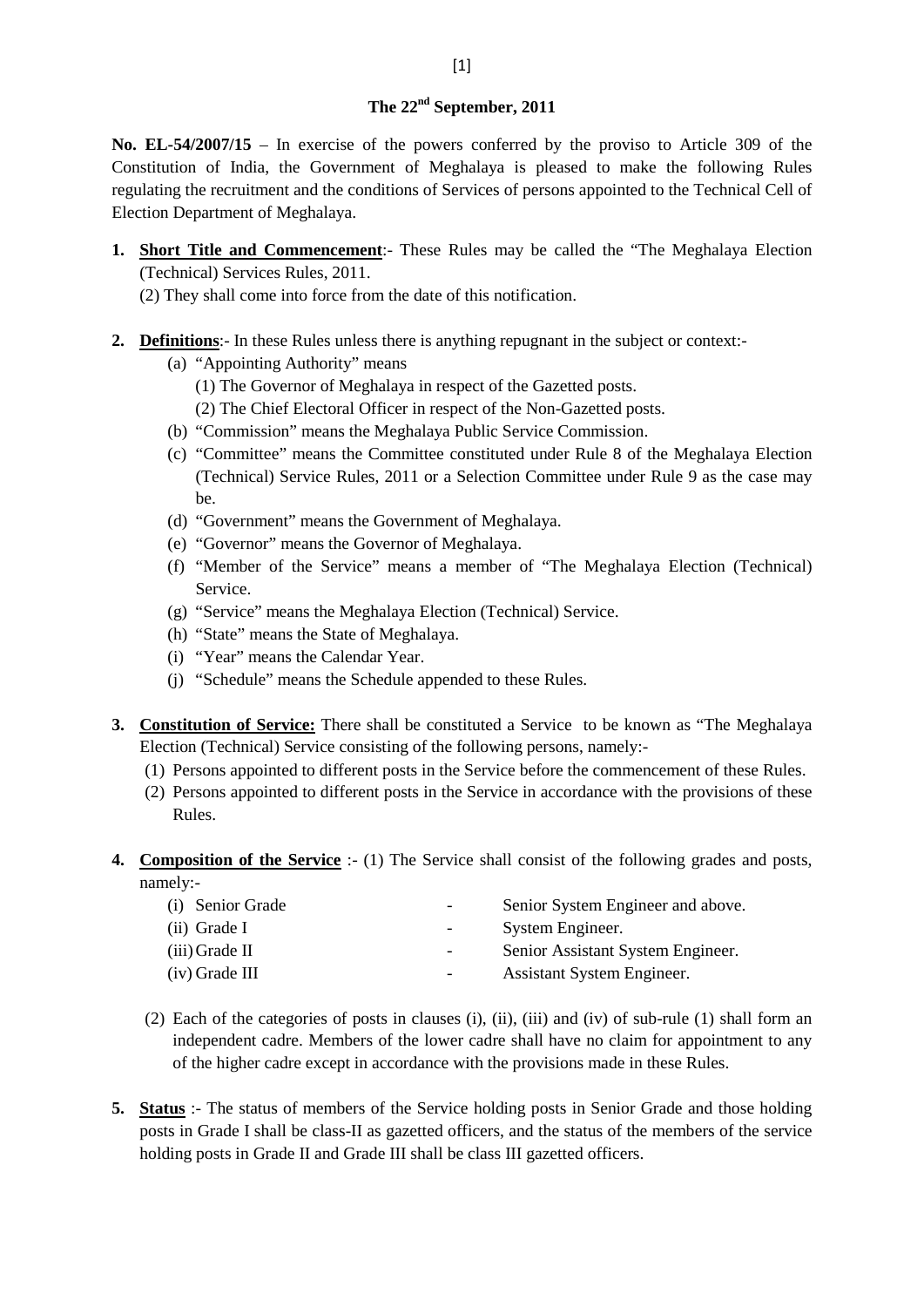**The 22nd September, 2011**

**No. EL-54/2007/15** – In exercise of the powers conferred by the proviso to Article 309 of the Constitution of India, the Government of Meghalaya is pleased to make the following Rules regulating the recruitment and the conditions of Services of persons appointed to the Technical Cell of Election Department of Meghalaya.

1. **Short Title and Commencement**:- These Rules may be called the "The Meghalaya Election (Technical) Services Rules, 2011.

   (2) They shall come into force from the date of this notification.

2. **Definitions**:- In these Rules unless there is anything repugnant in the subject or context:-
   - (a) "Appointing Authority" means
     - (1) The Governor of Meghalaya in respect of the Gazetted posts.
     - (2) The Chief Electoral Officer in respect of the Non-Gazetted posts.
   - (b) "Commission" means the Meghalaya Public Service Commission.
   - (c) "Committee" means the Committee constituted under Rule 8 of the Meghalaya Election (Technical) Service Rules, 2011 or a Selection Committee under Rule 9 as the case may be.
   - (d) "Government" means the Government of Meghalaya.
   - (e) "Governor" means the Governor of Meghalaya.
   - (f) "Member of the Service" means a member of "The Meghalaya Election (Technical) Service.
   - (g) "Service" means the Meghalaya Election (Technical) Service.
   - (h) "State" means the State of Meghalaya.
   - (i) "Year" means the Calendar Year.
   - (j) "Schedule" means the Schedule appended to these Rules.

3. **Constitution of Service:** There shall be constituted a Service to be known as "The Meghalaya Election (Technical) Service consisting of the following persons, namely:-
   - (1) Persons appointed to different posts in the Service before the commencement of these Rules.
   - (2) Persons appointed to different posts in the Service in accordance with the provisions of these Rules.

4. **Composition of the Service** :- (1) The Service shall consist of the following grades and posts, namely:-

   | | | |
   |---|---|---|
   | (i) Senior Grade | - | Senior System Engineer and above. |
   | (ii) Grade I | - | System Engineer. |
   | (iii) Grade II | - | Senior Assistant System Engineer. |
   | (iv) Grade III | - | Assistant System Engineer. |

   (2) Each of the categories of posts in clauses (i), (ii), (iii) and (iv) of sub-rule (1) shall form an independent cadre. Members of the lower cadre shall have no claim for appointment to any of the higher cadre except in accordance with the provisions made in these Rules.

5. **Status** :- The status of members of the Service holding posts in Senior Grade and those holding posts in Grade I shall be class-II as gazetted officers, and the status of the members of the service holding posts in Grade II and Grade III shall be class III gazetted officers.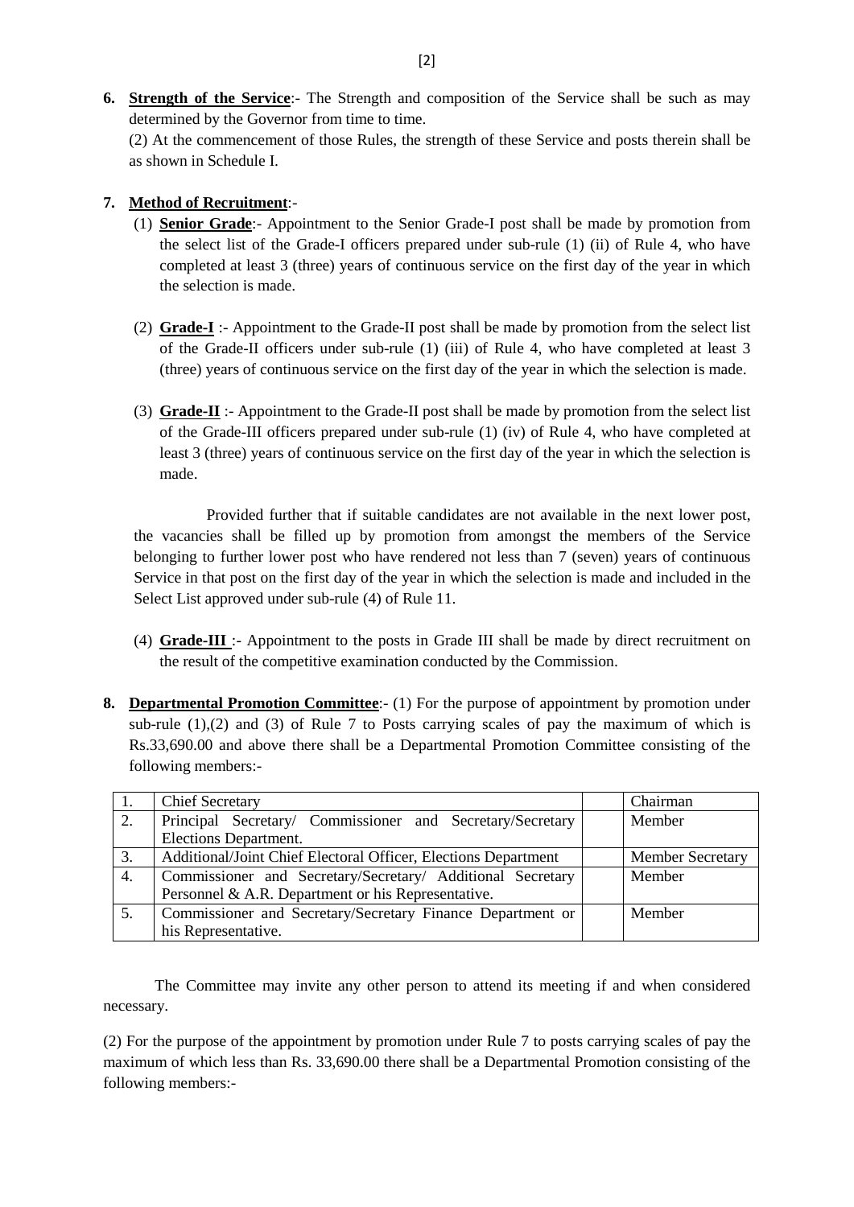6. **Strength of the Service**:- The Strength and composition of the Service shall be such as may determined by the Governor from time to time.

   (2) At the commencement of those Rules, the strength of these Service and posts therein shall be as shown in Schedule I.

7. **Method of Recruitment**:-

   (1) **Senior Grade**:- Appointment to the Senior Grade-I post shall be made by promotion from the select list of the Grade-I officers prepared under sub-rule (1) (ii) of Rule 4, who have completed at least 3 (three) years of continuous service on the first day of the year in which the selection is made.

   (2) **Grade-I** :- Appointment to the Grade-II post shall be made by promotion from the select list of the Grade-II officers under sub-rule (1) (iii) of Rule 4, who have completed at least 3 (three) years of continuous service on the first day of the year in which the selection is made.

   (3) **Grade-II** :- Appointment to the Grade-II post shall be made by promotion from the select list of the Grade-III officers prepared under sub-rule (1) (iv) of Rule 4, who have completed at least 3 (three) years of continuous service on the first day of the year in which the selection is made.

   Provided further that if suitable candidates are not available in the next lower post, the vacancies shall be filled up by promotion from amongst the members of the Service belonging to further lower post who have rendered not less than 7 (seven) years of continuous Service in that post on the first day of the year in which the selection is made and included in the Select List approved under sub-rule (4) of Rule 11.

   (4) **Grade-III** :- Appointment to the posts in Grade III shall be made by direct recruitment on the result of the competitive examination conducted by the Commission.

8. **Departmental Promotion Committee**:- (1) For the purpose of appointment by promotion under sub-rule (1),(2) and (3) of Rule 7 to Posts carrying scales of pay the maximum of which is Rs.33,690.00 and above there shall be a Departmental Promotion Committee consisting of the following members:-

| | | | |
|---|---|---|---|
| 1. | Chief Secretary | | Chairman |
| 2. | Principal Secretary/ Commissioner and Secretary/Secretary Elections Department. | | Member |
| 3. | Additional/Joint Chief Electoral Officer, Elections Department | | Member Secretary |
| 4. | Commissioner and Secretary/Secretary/ Additional Secretary Personnel & A.R. Department or his Representative. | | Member |
| 5. | Commissioner and Secretary/Secretary Finance Department or his Representative. | | Member |

The Committee may invite any other person to attend its meeting if and when considered necessary.

(2) For the purpose of the appointment by promotion under Rule 7 to posts carrying scales of pay the maximum of which less than Rs. 33,690.00 there shall be a Departmental Promotion consisting of the following members:-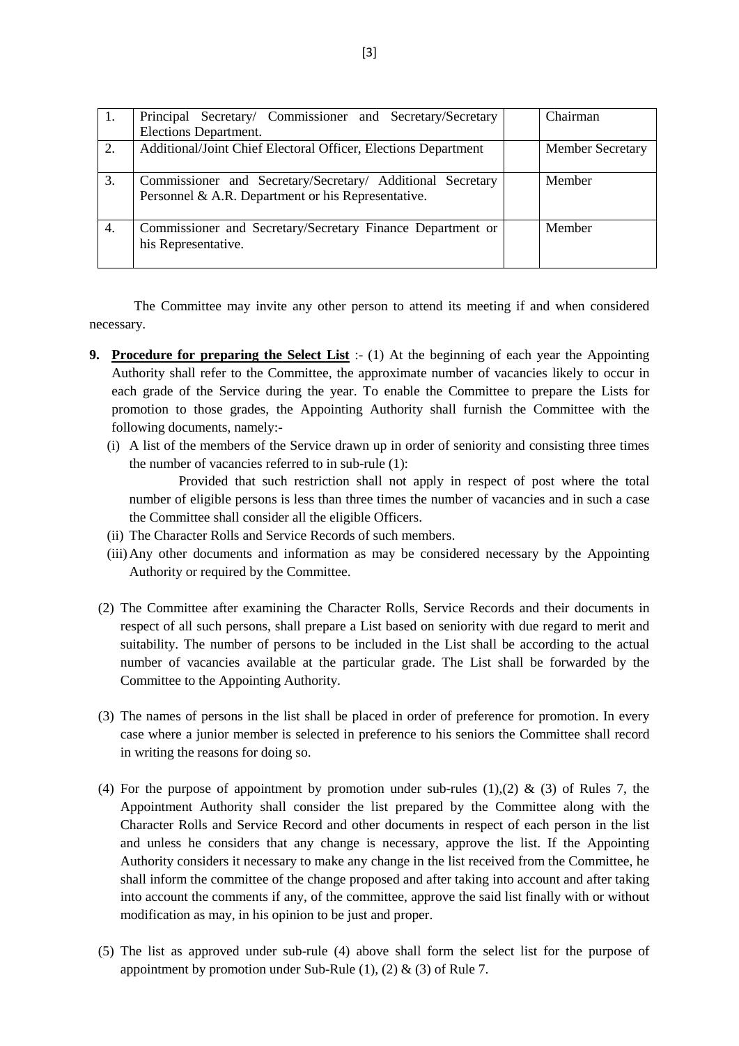| 1. | Principal Secretary/ Commissioner and Secretary/Secretary Elections Department. | | Chairman |
|---|---|---|---|
| 2. | Additional/Joint Chief Electoral Officer, Elections Department | | Member Secretary |
| 3. | Commissioner and Secretary/Secretary/ Additional Secretary Personnel & A.R. Department or his Representative. | | Member |
| 4. | Commissioner and Secretary/Secretary Finance Department or his Representative. | | Member |

The Committee may invite any other person to attend its meeting if and when considered necessary.

**9. Procedure for preparing the Select List** :- (1) At the beginning of each year the Appointing Authority shall refer to the Committee, the approximate number of vacancies likely to occur in each grade of the Service during the year. To enable the Committee to prepare the Lists for promotion to those grades, the Appointing Authority shall furnish the Committee with the following documents, namely:-

(i) A list of the members of the Service drawn up in order of seniority and consisting three times the number of vacancies referred to in sub-rule (1):

Provided that such restriction shall not apply in respect of post where the total number of eligible persons is less than three times the number of vacancies and in such a case the Committee shall consider all the eligible Officers.

(ii) The Character Rolls and Service Records of such members.

(iii) Any other documents and information as may be considered necessary by the Appointing Authority or required by the Committee.

(2) The Committee after examining the Character Rolls, Service Records and their documents in respect of all such persons, shall prepare a List based on seniority with due regard to merit and suitability. The number of persons to be included in the List shall be according to the actual number of vacancies available at the particular grade. The List shall be forwarded by the Committee to the Appointing Authority.

(3) The names of persons in the list shall be placed in order of preference for promotion. In every case where a junior member is selected in preference to his seniors the Committee shall record in writing the reasons for doing so.

(4) For the purpose of appointment by promotion under sub-rules (1),(2) & (3) of Rules 7, the Appointment Authority shall consider the list prepared by the Committee along with the Character Rolls and Service Record and other documents in respect of each person in the list and unless he considers that any change is necessary, approve the list. If the Appointing Authority considers it necessary to make any change in the list received from the Committee, he shall inform the committee of the change proposed and after taking into account and after taking into account the comments if any, of the committee, approve the said list finally with or without modification as may, in his opinion to be just and proper.

(5) The list as approved under sub-rule (4) above shall form the select list for the purpose of appointment by promotion under Sub-Rule (1), (2) & (3) of Rule 7.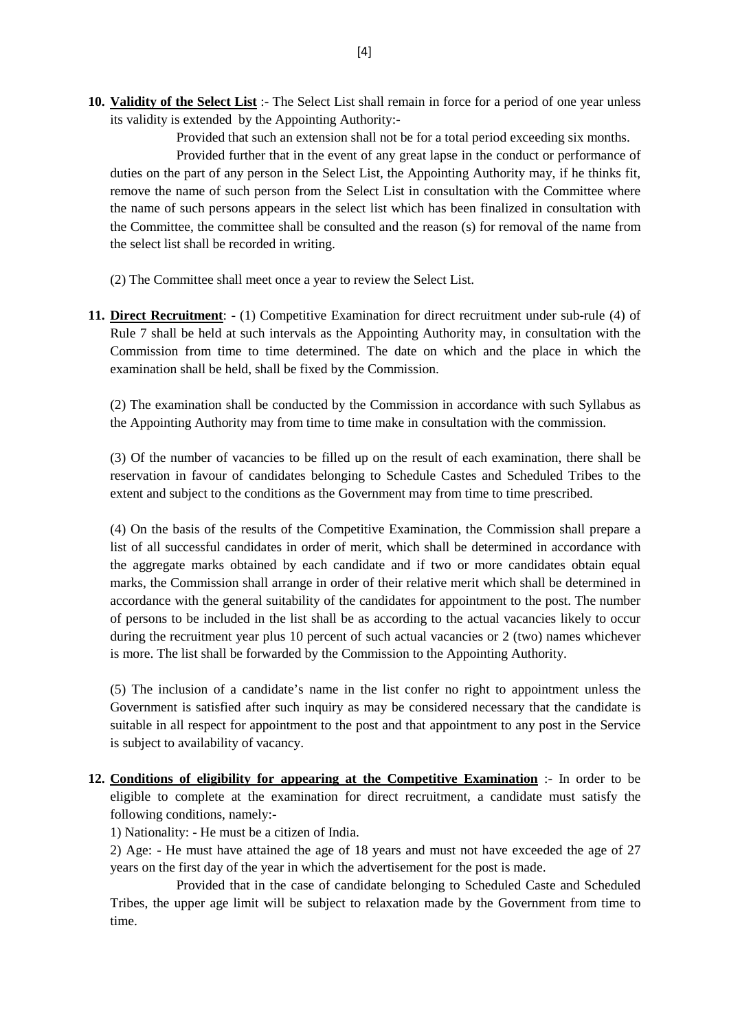**10. Validity of the Select List** :- The Select List shall remain in force for a period of one year unless its validity is extended by the Appointing Authority:-

Provided that such an extension shall not be for a total period exceeding six months.

Provided further that in the event of any great lapse in the conduct or performance of duties on the part of any person in the Select List, the Appointing Authority may, if he thinks fit, remove the name of such person from the Select List in consultation with the Committee where the name of such persons appears in the select list which has been finalized in consultation with the Committee, the committee shall be consulted and the reason (s) for removal of the name from the select list shall be recorded in writing.

(2) The Committee shall meet once a year to review the Select List.

**11. Direct Recruitment**: - (1) Competitive Examination for direct recruitment under sub-rule (4) of Rule 7 shall be held at such intervals as the Appointing Authority may, in consultation with the Commission from time to time determined. The date on which and the place in which the examination shall be held, shall be fixed by the Commission.

(2) The examination shall be conducted by the Commission in accordance with such Syllabus as the Appointing Authority may from time to time make in consultation with the commission.

(3) Of the number of vacancies to be filled up on the result of each examination, there shall be reservation in favour of candidates belonging to Schedule Castes and Scheduled Tribes to the extent and subject to the conditions as the Government may from time to time prescribed.

(4) On the basis of the results of the Competitive Examination, the Commission shall prepare a list of all successful candidates in order of merit, which shall be determined in accordance with the aggregate marks obtained by each candidate and if two or more candidates obtain equal marks, the Commission shall arrange in order of their relative merit which shall be determined in accordance with the general suitability of the candidates for appointment to the post. The number of persons to be included in the list shall be as according to the actual vacancies likely to occur during the recruitment year plus 10 percent of such actual vacancies or 2 (two) names whichever is more. The list shall be forwarded by the Commission to the Appointing Authority.

(5) The inclusion of a candidate's name in the list confer no right to appointment unless the Government is satisfied after such inquiry as may be considered necessary that the candidate is suitable in all respect for appointment to the post and that appointment to any post in the Service is subject to availability of vacancy.

**12. Conditions of eligibility for appearing at the Competitive Examination** :- In order to be eligible to complete at the examination for direct recruitment, a candidate must satisfy the following conditions, namely:-

1) Nationality: - He must be a citizen of India.

2) Age: - He must have attained the age of 18 years and must not have exceeded the age of 27 years on the first day of the year in which the advertisement for the post is made.

Provided that in the case of candidate belonging to Scheduled Caste and Scheduled Tribes, the upper age limit will be subject to relaxation made by the Government from time to time.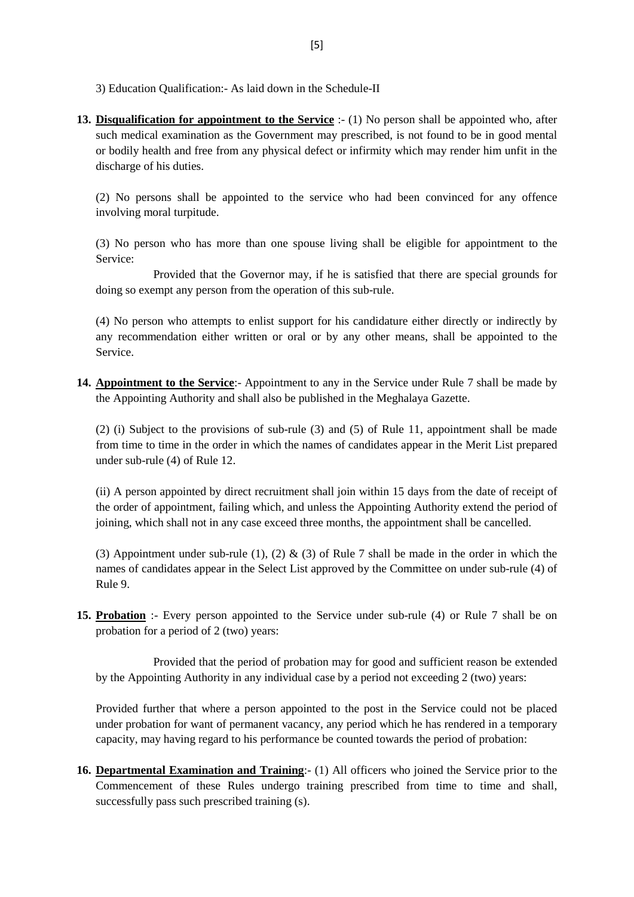3) Education Qualification:- As laid down in the Schedule-II

**13. Disqualification for appointment to the Service** :- (1) No person shall be appointed who, after such medical examination as the Government may prescribed, is not found to be in good mental or bodily health and free from any physical defect or infirmity which may render him unfit in the discharge of his duties.

(2) No persons shall be appointed to the service who had been convinced for any offence involving moral turpitude.

(3) No person who has more than one spouse living shall be eligible for appointment to the Service:

Provided that the Governor may, if he is satisfied that there are special grounds for doing so exempt any person from the operation of this sub-rule.

(4) No person who attempts to enlist support for his candidature either directly or indirectly by any recommendation either written or oral or by any other means, shall be appointed to the Service.

**14. Appointment to the Service**:- Appointment to any in the Service under Rule 7 shall be made by the Appointing Authority and shall also be published in the Meghalaya Gazette.

(2) (i) Subject to the provisions of sub-rule (3) and (5) of Rule 11, appointment shall be made from time to time in the order in which the names of candidates appear in the Merit List prepared under sub-rule (4) of Rule 12.

(ii) A person appointed by direct recruitment shall join within 15 days from the date of receipt of the order of appointment, failing which, and unless the Appointing Authority extend the period of joining, which shall not in any case exceed three months, the appointment shall be cancelled.

(3) Appointment under sub-rule (1), (2) & (3) of Rule 7 shall be made in the order in which the names of candidates appear in the Select List approved by the Committee on under sub-rule (4) of Rule 9.

**15. Probation** :- Every person appointed to the Service under sub-rule (4) or Rule 7 shall be on probation for a period of 2 (two) years:

Provided that the period of probation may for good and sufficient reason be extended by the Appointing Authority in any individual case by a period not exceeding 2 (two) years:

Provided further that where a person appointed to the post in the Service could not be placed under probation for want of permanent vacancy, any period which he has rendered in a temporary capacity, may having regard to his performance be counted towards the period of probation:

**16. Departmental Examination and Training**:- (1) All officers who joined the Service prior to the Commencement of these Rules undergo training prescribed from time to time and shall, successfully pass such prescribed training (s).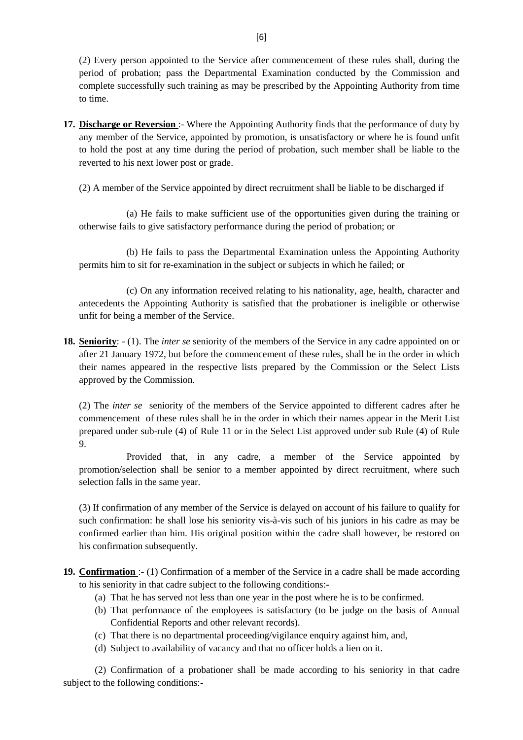(2) Every person appointed to the Service after commencement of these rules shall, during the period of probation; pass the Departmental Examination conducted by the Commission and complete successfully such training as may be prescribed by the Appointing Authority from time to time.

**17. <u>Discharge or Reversion</u>** :- Where the Appointing Authority finds that the performance of duty by any member of the Service, appointed by promotion, is unsatisfactory or where he is found unfit to hold the post at any time during the period of probation, such member shall be liable to the reverted to his next lower post or grade.

(2) A member of the Service appointed by direct recruitment shall be liable to be discharged if

(a) He fails to make sufficient use of the opportunities given during the training or otherwise fails to give satisfactory performance during the period of probation; or

(b) He fails to pass the Departmental Examination unless the Appointing Authority permits him to sit for re-examination in the subject or subjects in which he failed; or

(c) On any information received relating to his nationality, age, health, character and antecedents the Appointing Authority is satisfied that the probationer is ineligible or otherwise unfit for being a member of the Service.

**18. <u>Seniority</u>**: - (1). The *inter se* seniority of the members of the Service in any cadre appointed on or after 21 January 1972, but before the commencement of these rules, shall be in the order in which their names appeared in the respective lists prepared by the Commission or the Select Lists approved by the Commission.

(2) The *inter se* seniority of the members of the Service appointed to different cadres after he commencement of these rules shall he in the order in which their names appear in the Merit List prepared under sub-rule (4) of Rule 11 or in the Select List approved under sub Rule (4) of Rule 9.

Provided that, in any cadre, a member of the Service appointed by promotion/selection shall be senior to a member appointed by direct recruitment, where such selection falls in the same year.

(3) If confirmation of any member of the Service is delayed on account of his failure to qualify for such confirmation: he shall lose his seniority vis-à-vis such of his juniors in his cadre as may be confirmed earlier than him. His original position within the cadre shall however, be restored on his confirmation subsequently.

**19. <u>Confirmation</u>** :- (1) Confirmation of a member of the Service in a cadre shall be made according to his seniority in that cadre subject to the following conditions:-

(a) That he has served not less than one year in the post where he is to be confirmed.
(b) That performance of the employees is satisfactory (to be judge on the basis of Annual Confidential Reports and other relevant records).
(c) That there is no departmental proceeding/vigilance enquiry against him, and,
(d) Subject to availability of vacancy and that no officer holds a lien on it.

(2) Confirmation of a probationer shall be made according to his seniority in that cadre subject to the following conditions:-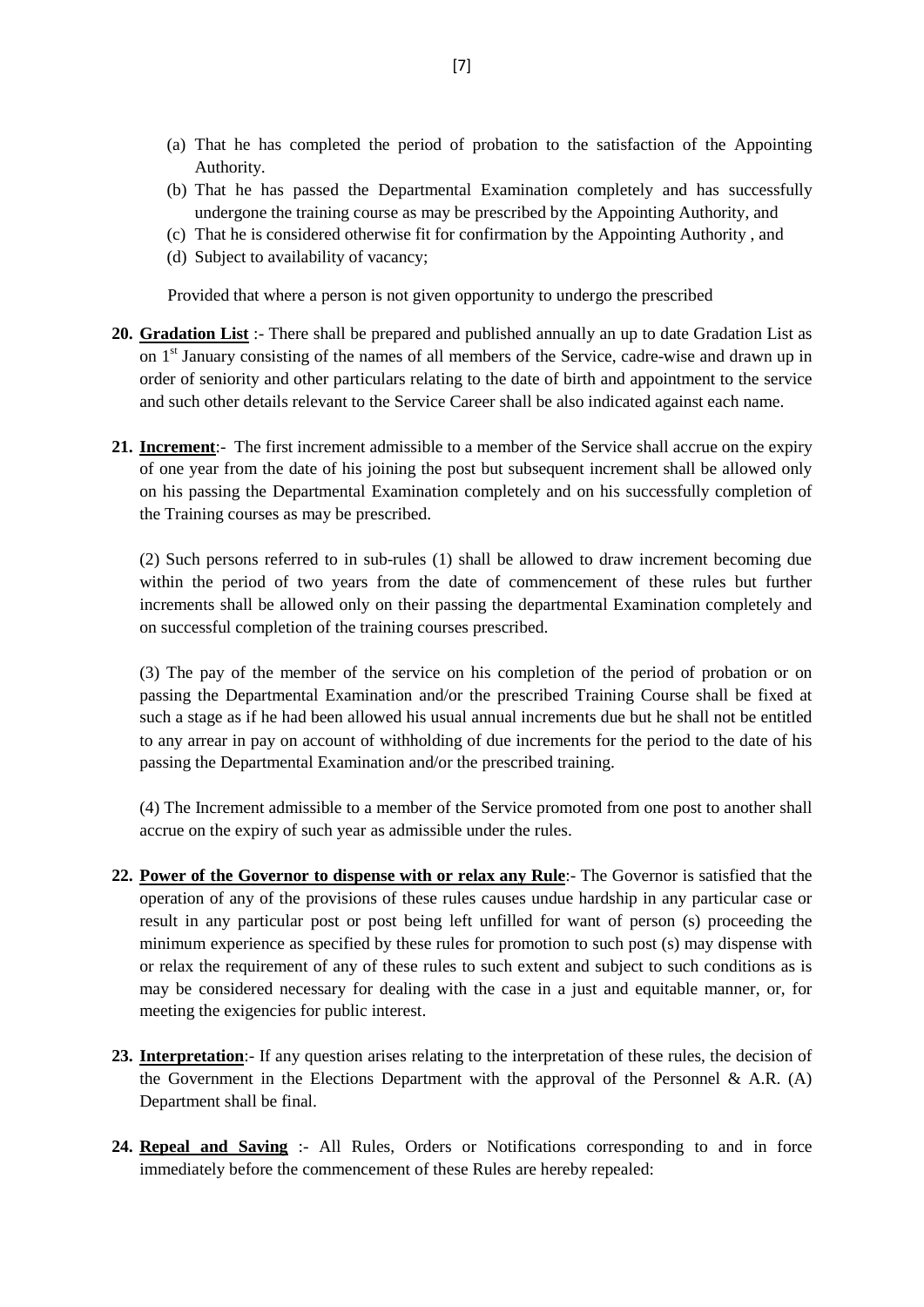(a) That he has completed the period of probation to the satisfaction of the Appointing Authority.
(b) That he has passed the Departmental Examination completely and has successfully undergone the training course as may be prescribed by the Appointing Authority, and
(c) That he is considered otherwise fit for confirmation by the Appointing Authority , and
(d) Subject to availability of vacancy;

Provided that where a person is not given opportunity to undergo the prescribed

**20. <u>Gradation List</u>** :- There shall be prepared and published annually an up to date Gradation List as on 1st January consisting of the names of all members of the Service, cadre-wise and drawn up in order of seniority and other particulars relating to the date of birth and appointment to the service and such other details relevant to the Service Career shall be also indicated against each name.

**21. <u>Increment</u>**:- The first increment admissible to a member of the Service shall accrue on the expiry of one year from the date of his joining the post but subsequent increment shall be allowed only on his passing the Departmental Examination completely and on his successfully completion of the Training courses as may be prescribed.

(2) Such persons referred to in sub-rules (1) shall be allowed to draw increment becoming due within the period of two years from the date of commencement of these rules but further increments shall be allowed only on their passing the departmental Examination completely and on successful completion of the training courses prescribed.

(3) The pay of the member of the service on his completion of the period of probation or on passing the Departmental Examination and/or the prescribed Training Course shall be fixed at such a stage as if he had been allowed his usual annual increments due but he shall not be entitled to any arrear in pay on account of withholding of due increments for the period to the date of his passing the Departmental Examination and/or the prescribed training.

(4) The Increment admissible to a member of the Service promoted from one post to another shall accrue on the expiry of such year as admissible under the rules.

**22. <u>Power of the Governor to dispense with or relax any Rule</u>**:- The Governor is satisfied that the operation of any of the provisions of these rules causes undue hardship in any particular case or result in any particular post or post being left unfilled for want of person (s) proceeding the minimum experience as specified by these rules for promotion to such post (s) may dispense with or relax the requirement of any of these rules to such extent and subject to such conditions as is may be considered necessary for dealing with the case in a just and equitable manner, or, for meeting the exigencies for public interest.

**23. <u>Interpretation</u>**:- If any question arises relating to the interpretation of these rules, the decision of the Government in the Elections Department with the approval of the Personnel & A.R. (A) Department shall be final.

**24. <u>Repeal and Saving</u>** :- All Rules, Orders or Notifications corresponding to and in force immediately before the commencement of these Rules are hereby repealed: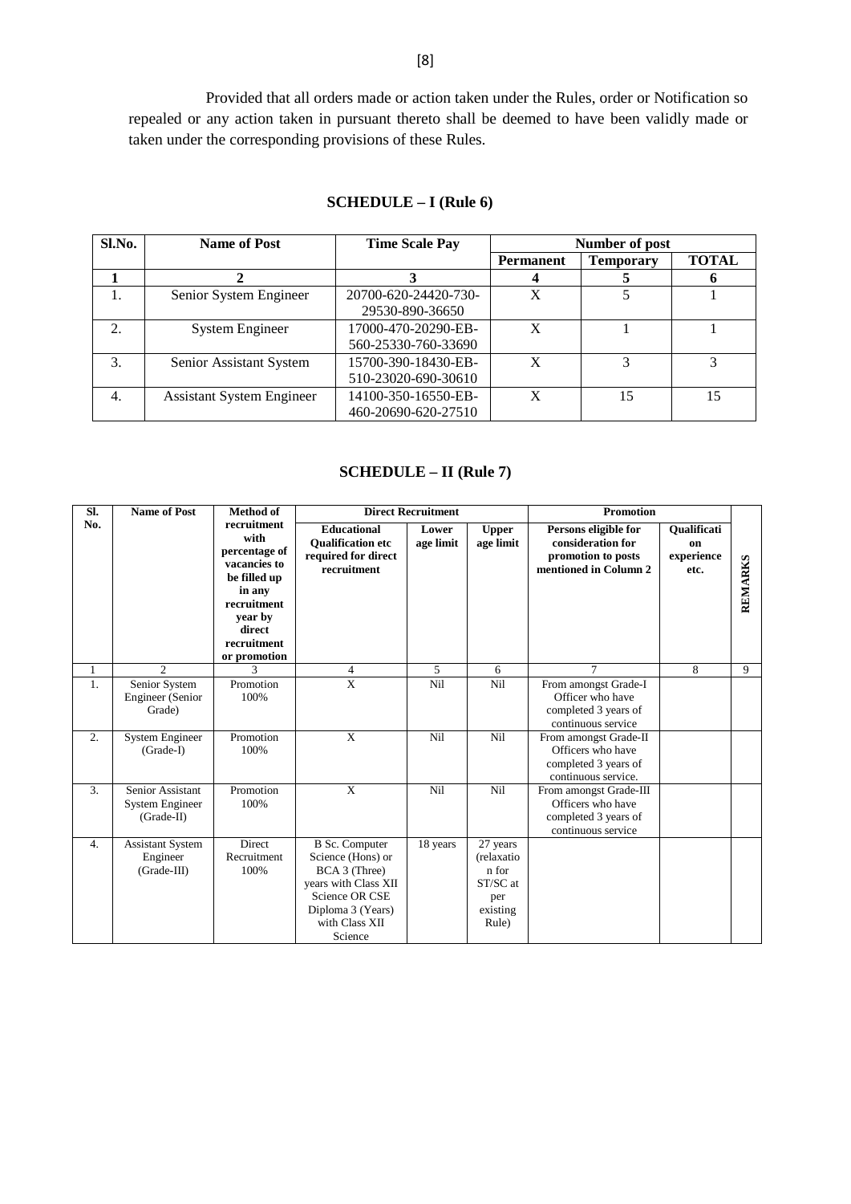Provided that all orders made or action taken under the Rules, order or Notification so repealed or any action taken in pursuant thereto shall be deemed to have been validly made or taken under the corresponding provisions of these Rules.

## SCHEDULE – I (Rule 6)

| Sl.No. | Name of Post | Time Scale Pay | Number of post | | |
|---|---|---|---|---|---|
| | | | Permanent | Temporary | TOTAL |
| 1 | 2 | 3 | 4 | 5 | 6 |
| 1. | Senior System Engineer | 20700-620-24420-730-29530-890-36650 | X | 5 | 1 |
| 2. | System Engineer | 17000-470-20290-EB-560-25330-760-33690 | X | 1 | 1 |
| 3. | Senior Assistant System | 15700-390-18430-EB-510-23020-690-30610 | X | 3 | 3 |
| 4. | Assistant System Engineer | 14100-350-16550-EB-460-20690-620-27510 | X | 15 | 15 |

## SCHEDULE – II (Rule 7)

| Sl. No. | Name of Post | Method of recruitment with percentage of vacancies to be filled up in any recruitment year by direct recruitment or promotion | Direct Recruitment | | | Promotion | | REMARKS |
|---|---|---|---|---|---|---|---|---|
| | | | Educational Qualification etc required for direct recruitment | Lower age limit | Upper age limit | Persons eligible for consideration for promotion to posts mentioned in Column 2 | Qualification on experience etc. | |
| 1 | 2 | 3 | 4 | 5 | 6 | 7 | 8 | 9 |
| 1. | Senior System Engineer (Senior Grade) | Promotion 100% | X | Nil | Nil | From amongst Grade-I Officer who have completed 3 years of continuous service | | |
| 2. | System Engineer (Grade-I) | Promotion 100% | X | Nil | Nil | From amongst Grade-II Officers who have completed 3 years of continuous service. | | |
| 3. | Senior Assistant System Engineer (Grade-II) | Promotion 100% | X | Nil | Nil | From amongst Grade-III Officers who have completed 3 years of continuous service | | |
| 4. | Assistant System Engineer (Grade-III) | Direct Recruitment 100% | B Sc. Computer Science (Hons) or BCA 3 (Three) years with Class XII Science OR CSE Diploma 3 (Years) with Class XII Science | 18 years | 27 years (relaxation for ST/SC at per existing Rule) | | | |